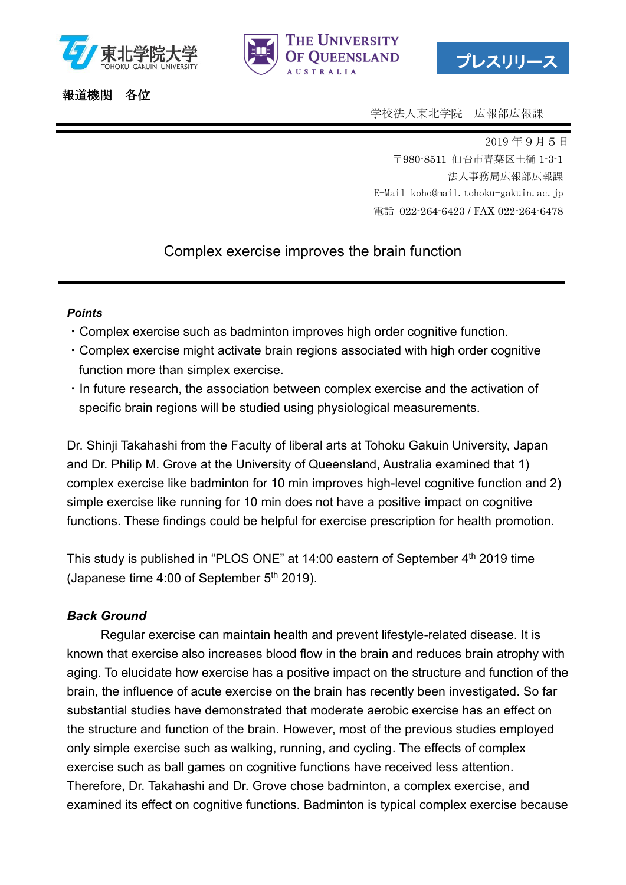東北学院大学 TOHOKU GAKUIN UNIVERSITY　THE UNIVERSITY OF QUEENSLAND AUSTRALIA　プレスリリース

報道機関　各位

学校法人東北学院　広報部広報課

2019年9月5日
〒980-8511 仙台市青葉区土樋 1-3-1
法人事務局広報部広報課
E-Mail koho@mail.tohoku-gakuin.ac.jp
電話 022-264-6423 / FAX 022-264-6478

# Complex exercise improves the brain function

***Points***

- Complex exercise such as badminton improves high order cognitive function.
- Complex exercise might activate brain regions associated with high order cognitive function more than simplex exercise.
- In future research, the association between complex exercise and the activation of specific brain regions will be studied using physiological measurements.

Dr. Shinji Takahashi from the Faculty of liberal arts at Tohoku Gakuin University, Japan and Dr. Philip M. Grove at the University of Queensland, Australia examined that 1) complex exercise like badminton for 10 min improves high-level cognitive function and 2) simple exercise like running for 10 min does not have a positive impact on cognitive functions. These findings could be helpful for exercise prescription for health promotion.

This study is published in "PLOS ONE" at 14:00 eastern of September 4th 2019 time (Japanese time 4:00 of September 5th 2019).

***Back Ground***

Regular exercise can maintain health and prevent lifestyle-related disease. It is known that exercise also increases blood flow in the brain and reduces brain atrophy with aging. To elucidate how exercise has a positive impact on the structure and function of the brain, the influence of acute exercise on the brain has recently been investigated. So far substantial studies have demonstrated that moderate aerobic exercise has an effect on the structure and function of the brain. However, most of the previous studies employed only simple exercise such as walking, running, and cycling. The effects of complex exercise such as ball games on cognitive functions have received less attention. Therefore, Dr. Takahashi and Dr. Grove chose badminton, a complex exercise, and examined its effect on cognitive functions. Badminton is typical complex exercise because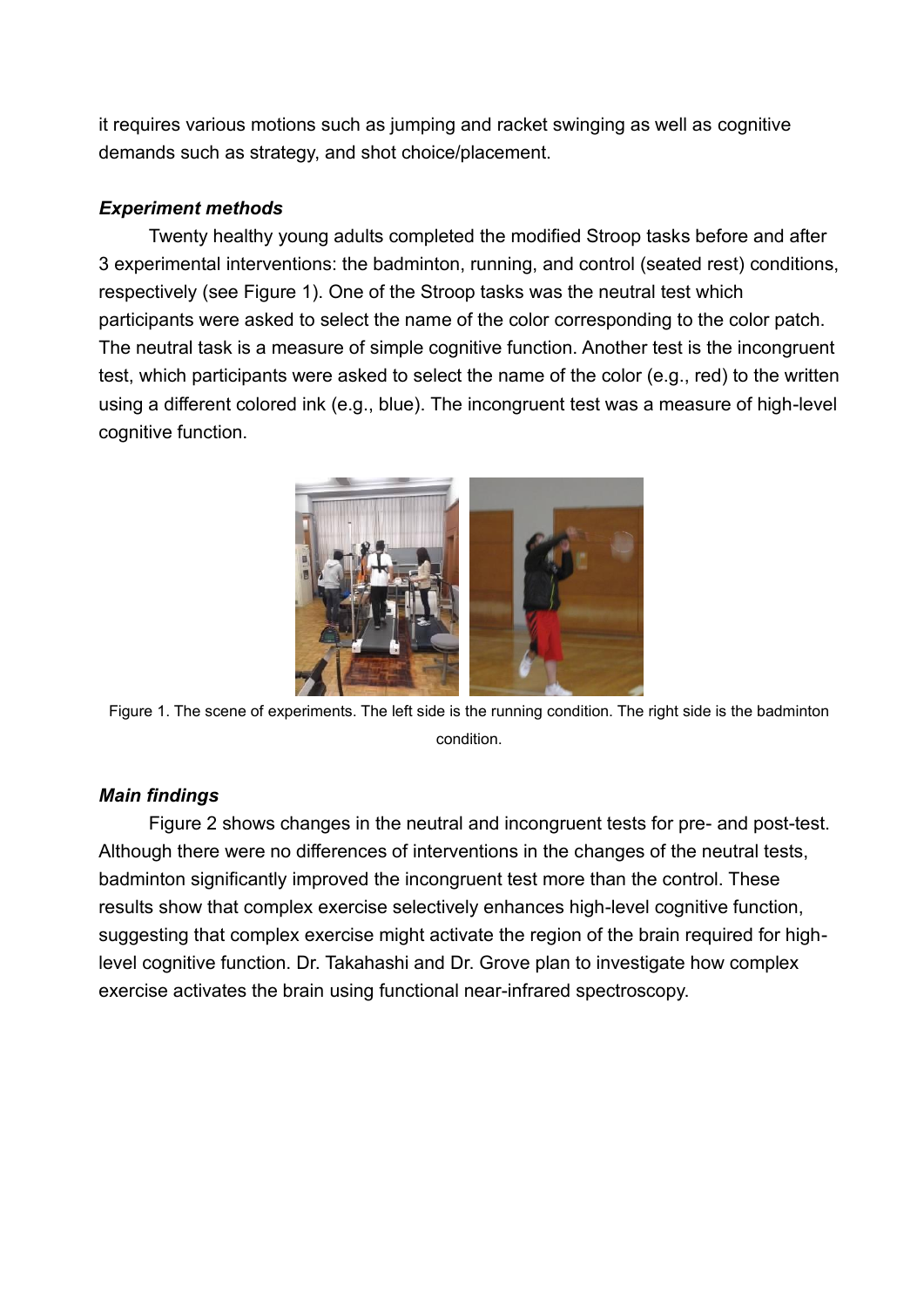it requires various motions such as jumping and racket swinging as well as cognitive demands such as strategy, and shot choice/placement.

### *Experiment methods*

Twenty healthy young adults completed the modified Stroop tasks before and after 3 experimental interventions: the badminton, running, and control (seated rest) conditions, respectively (see Figure 1). One of the Stroop tasks was the neutral test which participants were asked to select the name of the color corresponding to the color patch. The neutral task is a measure of simple cognitive function. Another test is the incongruent test, which participants were asked to select the name of the color (e.g., red) to the written using a different colored ink (e.g., blue). The incongruent test was a measure of high-level cognitive function.

Figure 1. The scene of experiments. The left side is the running condition. The right side is the badminton condition.

### *Main findings*

Figure 2 shows changes in the neutral and incongruent tests for pre- and post-test. Although there were no differences of interventions in the changes of the neutral tests, badminton significantly improved the incongruent test more than the control. These results show that complex exercise selectively enhances high-level cognitive function, suggesting that complex exercise might activate the region of the brain required for high-level cognitive function. Dr. Takahashi and Dr. Grove plan to investigate how complex exercise activates the brain using functional near-infrared spectroscopy.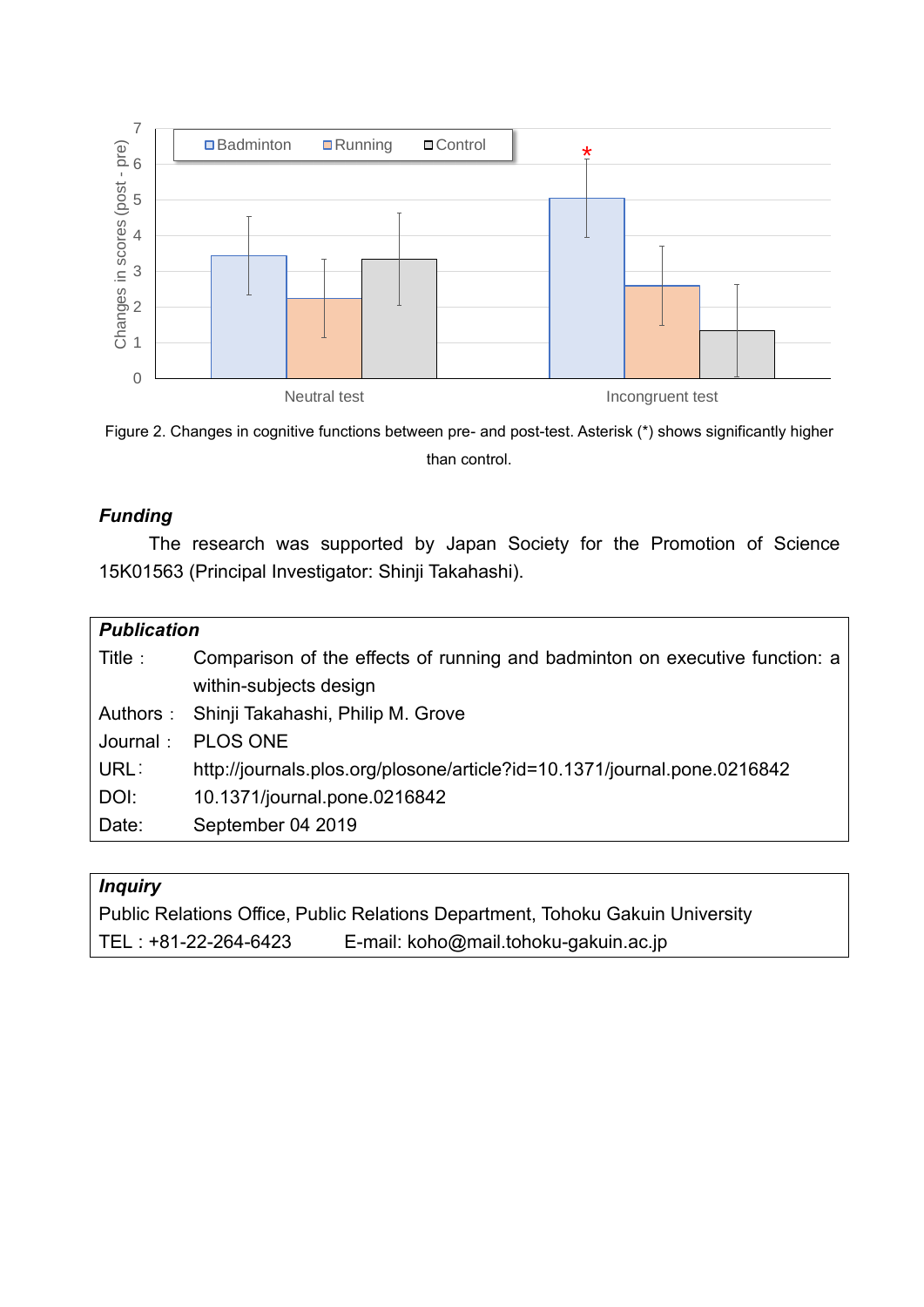7
6
5
4
3
2
1
0

Changes in scores (post - pre)

Badminton Running Control

*

Neutral test

Incongruent test

Figure 2. Changes in cognitive functions between pre- and post-test. Asterisk (*) shows significantly higher than control.

### *Funding*

The research was supported by Japan Society for the Promotion of Science 15K01563 (Principal Investigator: Shinji Takahashi).

| | |
|---|---|
| ***Publication*** | |
| Title： | Comparison of the effects of running and badminton on executive function: a within-subjects design |
| Authors： | Shinji Takahashi, Philip M. Grove |
| Journal： | PLOS ONE |
| URL： | http://journals.plos.org/plosone/article?id=10.1371/journal.pone.0216842 |
| DOI: | 10.1371/journal.pone.0216842 |
| Date: | September 04 2019 |

***Inquiry***

Public Relations Office, Public Relations Department, Tohoku Gakuin University

TEL : +81-22-264-6423　　E-mail: koho@mail.tohoku-gakuin.ac.jp